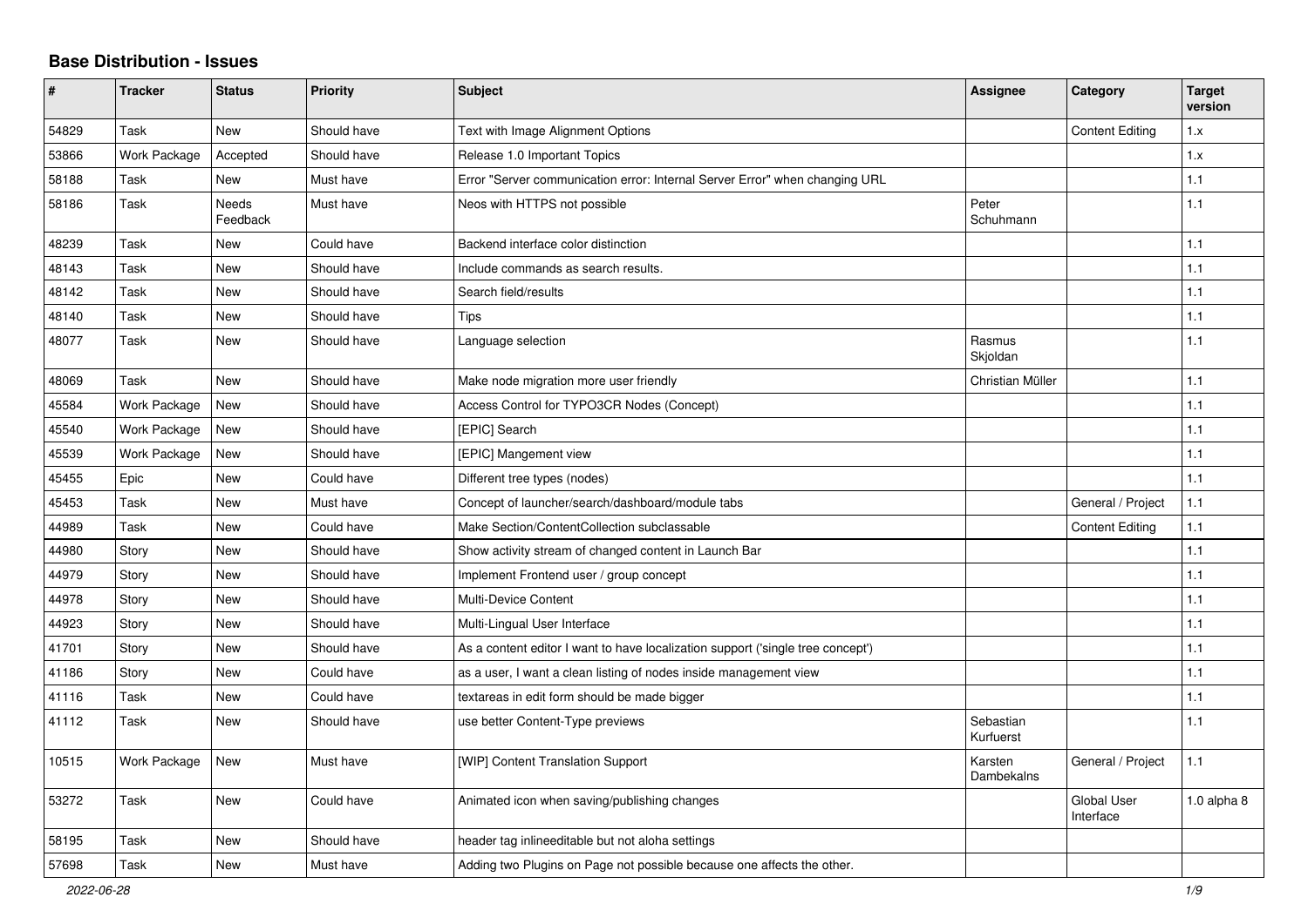# Base Distribution - Issues

| # | Tracker | Status | Priority | Subject | Assignee | Category | Target version |
|---|---|---|---|---|---|---|---|
| 54829 | Task | New | Should have | Text with Image Alignment Options | | Content Editing | 1.x |
| 53866 | Work Package | Accepted | Should have | Release 1.0 Important Topics | | | 1.x |
| 58188 | Task | New | Must have | Error "Server communication error: Internal Server Error" when changing URL | | | 1.1 |
| 58186 | Task | Needs Feedback | Must have | Neos with HTTPS not possible | Peter Schuhmann | | 1.1 |
| 48239 | Task | New | Could have | Backend interface color distinction | | | 1.1 |
| 48143 | Task | New | Should have | Include commands as search results. | | | 1.1 |
| 48142 | Task | New | Should have | Search field/results | | | 1.1 |
| 48140 | Task | New | Should have | Tips | | | 1.1 |
| 48077 | Task | New | Should have | Language selection | Rasmus Skjoldan | | 1.1 |
| 48069 | Task | New | Should have | Make node migration more user friendly | Christian Müller | | 1.1 |
| 45584 | Work Package | New | Should have | Access Control for TYPO3CR Nodes (Concept) | | | 1.1 |
| 45540 | Work Package | New | Should have | [EPIC] Search | | | 1.1 |
| 45539 | Work Package | New | Should have | [EPIC] Mangement view | | | 1.1 |
| 45455 | Epic | New | Could have | Different tree types (nodes) | | | 1.1 |
| 45453 | Task | New | Must have | Concept of launcher/search/dashboard/module tabs | | General / Project | 1.1 |
| 44989 | Task | New | Could have | Make Section/ContentCollection subclassable | | Content Editing | 1.1 |
| 44980 | Story | New | Should have | Show activity stream of changed content in Launch Bar | | | 1.1 |
| 44979 | Story | New | Should have | Implement Frontend user / group concept | | | 1.1 |
| 44978 | Story | New | Should have | Multi-Device Content | | | 1.1 |
| 44923 | Story | New | Should have | Multi-Lingual User Interface | | | 1.1 |
| 41701 | Story | New | Should have | As a content editor I want to have localization support ('single tree concept') | | | 1.1 |
| 41186 | Story | New | Could have | as a user, I want a clean listing of nodes inside management view | | | 1.1 |
| 41116 | Task | New | Could have | textareas in edit form should be made bigger | | | 1.1 |
| 41112 | Task | New | Should have | use better Content-Type previews | Sebastian Kurfuerst | | 1.1 |
| 10515 | Work Package | New | Must have | [WIP] Content Translation Support | Karsten Dambekalns | General / Project | 1.1 |
| 53272 | Task | New | Could have | Animated icon when saving/publishing changes | | Global User Interface | 1.0 alpha 8 |
| 58195 | Task | New | Should have | header tag inlineeditable but not aloha settings | | | |
| 57698 | Task | New | Must have | Adding two Plugins on Page not possible because one affects the other. | | | |

2022-06-28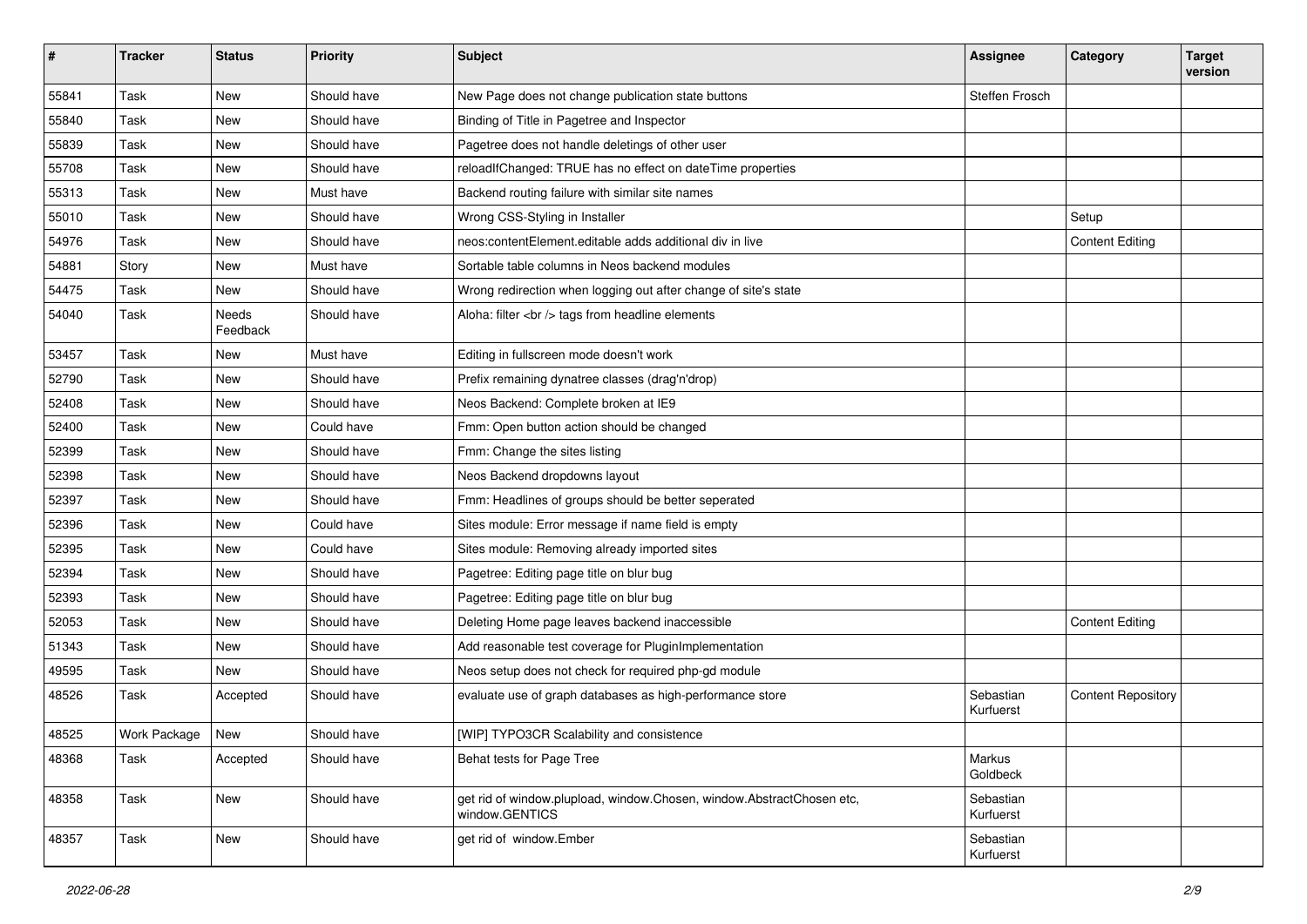| # | Tracker | Status | Priority | Subject | Assignee | Category | Target version |
|---|---|---|---|---|---|---|---|
| 55841 | Task | New | Should have | New Page does not change publication state buttons | Steffen Frosch | | |
| 55840 | Task | New | Should have | Binding of Title in Pagetree and Inspector | | | |
| 55839 | Task | New | Should have | Pagetree does not handle deletings of other user | | | |
| 55708 | Task | New | Should have | reloadIfChanged: TRUE has no effect on dateTime properties | | | |
| 55313 | Task | New | Must have | Backend routing failure with similar site names | | | |
| 55010 | Task | New | Should have | Wrong CSS-Styling in Installer | | Setup | |
| 54976 | Task | New | Should have | neos:contentElement.editable adds additional div in live | | Content Editing | |
| 54881 | Story | New | Must have | Sortable table columns in Neos backend modules | | | |
| 54475 | Task | New | Should have | Wrong redirection when logging out after change of site's state | | | |
| 54040 | Task | Needs Feedback | Should have | Aloha: filter <br /> tags from headline elements | | | |
| 53457 | Task | New | Must have | Editing in fullscreen mode doesn't work | | | |
| 52790 | Task | New | Should have | Prefix remaining dynatree classes (drag'n'drop) | | | |
| 52408 | Task | New | Should have | Neos Backend: Complete broken at IE9 | | | |
| 52400 | Task | New | Could have | Fmm: Open button action should be changed | | | |
| 52399 | Task | New | Should have | Fmm: Change the sites listing | | | |
| 52398 | Task | New | Should have | Neos Backend dropdowns layout | | | |
| 52397 | Task | New | Should have | Fmm: Headlines of groups should be better seperated | | | |
| 52396 | Task | New | Could have | Sites module: Error message if name field is empty | | | |
| 52395 | Task | New | Could have | Sites module: Removing already imported sites | | | |
| 52394 | Task | New | Should have | Pagetree: Editing page title on blur bug | | | |
| 52393 | Task | New | Should have | Pagetree: Editing page title on blur bug | | | |
| 52053 | Task | New | Should have | Deleting Home page leaves backend inaccessible | | Content Editing | |
| 51343 | Task | New | Should have | Add reasonable test coverage for PluginImplementation | | | |
| 49595 | Task | New | Should have | Neos setup does not check for required php-gd module | | | |
| 48526 | Task | Accepted | Should have | evaluate use of graph databases as high-performance store | Sebastian Kurfuerst | Content Repository | |
| 48525 | Work Package | New | Should have | [WIP] TYPO3CR Scalability and consistence | | | |
| 48368 | Task | Accepted | Should have | Behat tests for Page Tree | Markus Goldbeck | | |
| 48358 | Task | New | Should have | get rid of window.plupload, window.Chosen, window.AbstractChosen etc, window.GENTICS | Sebastian Kurfuerst | | |
| 48357 | Task | New | Should have | get rid of window.Ember | Sebastian Kurfuerst | | |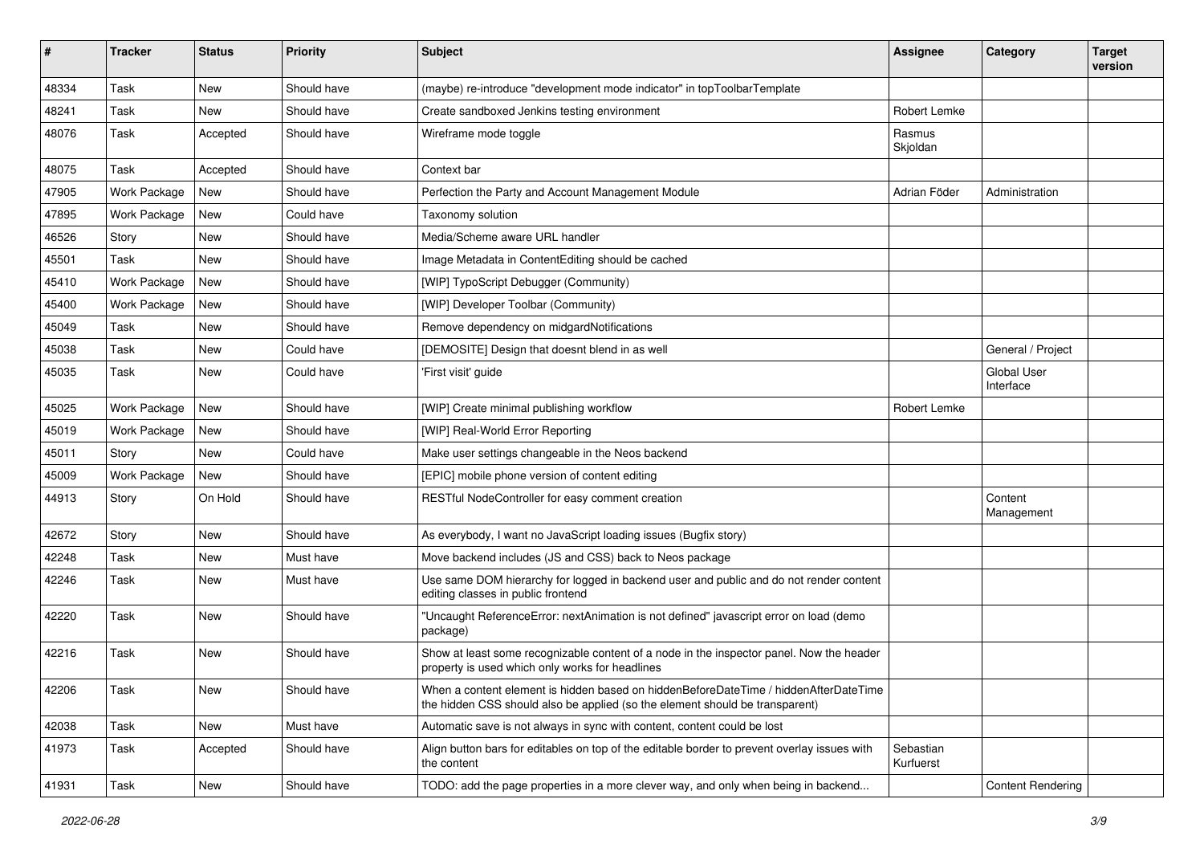| # | Tracker | Status | Priority | Subject | Assignee | Category | Target version |
|---|---|---|---|---|---|---|---|
| 48334 | Task | New | Should have | (maybe) re-introduce "development mode indicator" in topToolbarTemplate | | | |
| 48241 | Task | New | Should have | Create sandboxed Jenkins testing environment | Robert Lemke | | |
| 48076 | Task | Accepted | Should have | Wireframe mode toggle | Rasmus Skjoldan | | |
| 48075 | Task | Accepted | Should have | Context bar | | | |
| 47905 | Work Package | New | Should have | Perfection the Party and Account Management Module | Adrian Föder | Administration | |
| 47895 | Work Package | New | Could have | Taxonomy solution | | | |
| 46526 | Story | New | Should have | Media/Scheme aware URL handler | | | |
| 45501 | Task | New | Should have | Image Metadata in ContentEditing should be cached | | | |
| 45410 | Work Package | New | Should have | [WIP] TypoScript Debugger (Community) | | | |
| 45400 | Work Package | New | Should have | [WIP] Developer Toolbar (Community) | | | |
| 45049 | Task | New | Should have | Remove dependency on midgardNotifications | | | |
| 45038 | Task | New | Could have | [DEMOSITE] Design that doesnt blend in as well | | General / Project | |
| 45035 | Task | New | Could have | 'First visit' guide | | Global User Interface | |
| 45025 | Work Package | New | Should have | [WIP] Create minimal publishing workflow | Robert Lemke | | |
| 45019 | Work Package | New | Should have | [WIP] Real-World Error Reporting | | | |
| 45011 | Story | New | Could have | Make user settings changeable in the Neos backend | | | |
| 45009 | Work Package | New | Should have | [EPIC] mobile phone version of content editing | | | |
| 44913 | Story | On Hold | Should have | RESTful NodeController for easy comment creation | | Content Management | |
| 42672 | Story | New | Should have | As everybody, I want no JavaScript loading issues (Bugfix story) | | | |
| 42248 | Task | New | Must have | Move backend includes (JS and CSS) back to Neos package | | | |
| 42246 | Task | New | Must have | Use same DOM hierarchy for logged in backend user and public and do not render content editing classes in public frontend | | | |
| 42220 | Task | New | Should have | "Uncaught ReferenceError: nextAnimation is not defined" javascript error on load (demo package) | | | |
| 42216 | Task | New | Should have | Show at least some recognizable content of a node in the inspector panel. Now the header property is used which only works for headlines | | | |
| 42206 | Task | New | Should have | When a content element is hidden based on hiddenBeforeDateTime / hiddenAfterDateTime the hidden CSS should also be applied (so the element should be transparent) | | | |
| 42038 | Task | New | Must have | Automatic save is not always in sync with content, content could be lost | | | |
| 41973 | Task | Accepted | Should have | Align button bars for editables on top of the editable border to prevent overlay issues with the content | Sebastian Kurfuerst | | |
| 41931 | Task | New | Should have | TODO: add the page properties in a more clever way, and only when being in backend... | | Content Rendering | |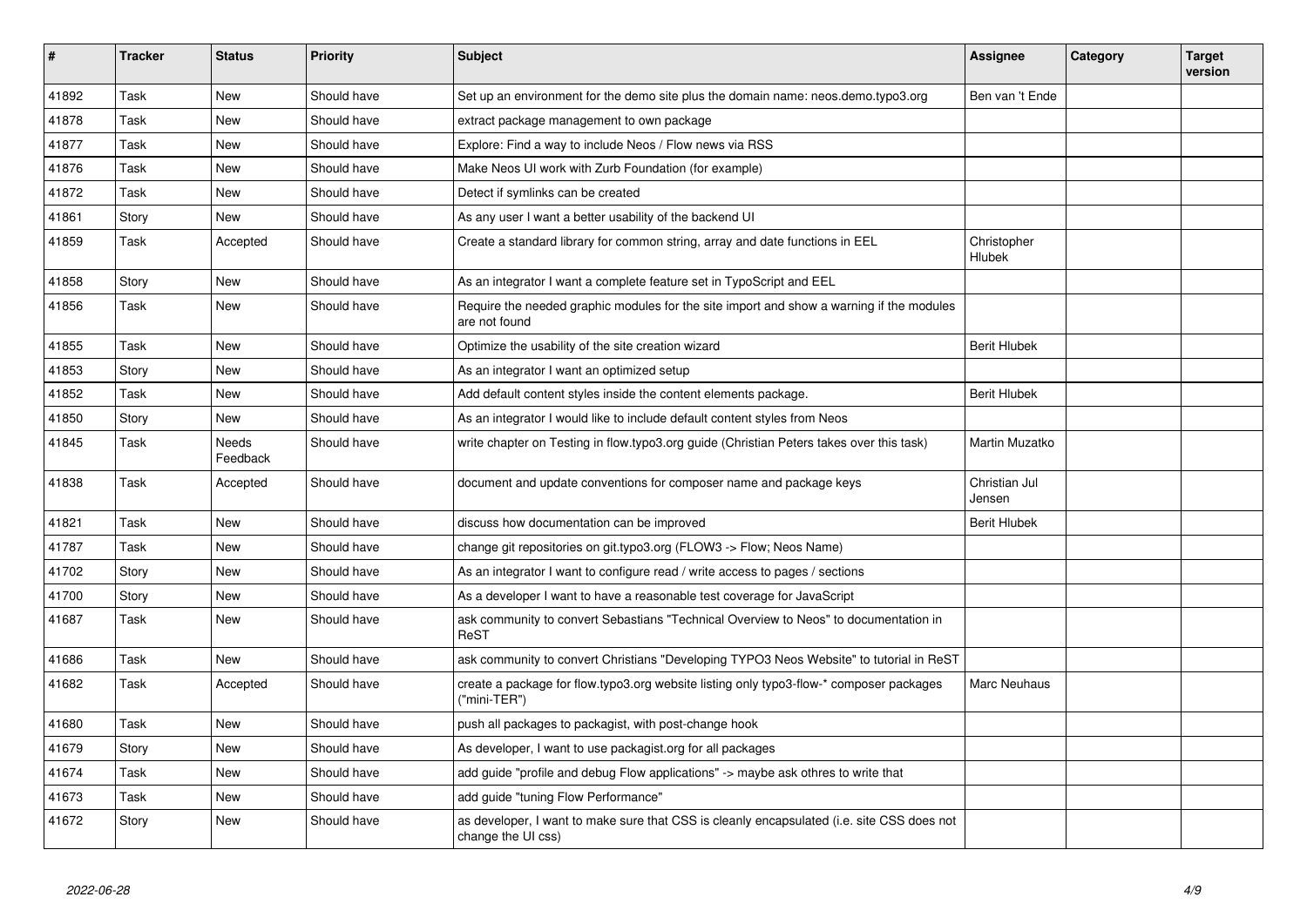| # | Tracker | Status | Priority | Subject | Assignee | Category | Target version |
|---|---|---|---|---|---|---|---|
| 41892 | Task | New | Should have | Set up an environment for the demo site plus the domain name: neos.demo.typo3.org | Ben van 't Ende | | |
| 41878 | Task | New | Should have | extract package management to own package | | | |
| 41877 | Task | New | Should have | Explore: Find a way to include Neos / Flow news via RSS | | | |
| 41876 | Task | New | Should have | Make Neos UI work with Zurb Foundation (for example) | | | |
| 41872 | Task | New | Should have | Detect if symlinks can be created | | | |
| 41861 | Story | New | Should have | As any user I want a better usability of the backend UI | | | |
| 41859 | Task | Accepted | Should have | Create a standard library for common string, array and date functions in EEL | Christopher Hlubek | | |
| 41858 | Story | New | Should have | As an integrator I want a complete feature set in TypoScript and EEL | | | |
| 41856 | Task | New | Should have | Require the needed graphic modules for the site import and show a warning if the modules are not found | | | |
| 41855 | Task | New | Should have | Optimize the usability of the site creation wizard | Berit Hlubek | | |
| 41853 | Story | New | Should have | As an integrator I want an optimized setup | | | |
| 41852 | Task | New | Should have | Add default content styles inside the content elements package. | Berit Hlubek | | |
| 41850 | Story | New | Should have | As an integrator I would like to include default content styles from Neos | | | |
| 41845 | Task | Needs Feedback | Should have | write chapter on Testing in flow.typo3.org guide (Christian Peters takes over this task) | Martin Muzatko | | |
| 41838 | Task | Accepted | Should have | document and update conventions for composer name and package keys | Christian Jul Jensen | | |
| 41821 | Task | New | Should have | discuss how documentation can be improved | Berit Hlubek | | |
| 41787 | Task | New | Should have | change git repositories on git.typo3.org (FLOW3 -> Flow; Neos Name) | | | |
| 41702 | Story | New | Should have | As an integrator I want to configure read / write access to pages / sections | | | |
| 41700 | Story | New | Should have | As a developer I want to have a reasonable test coverage for JavaScript | | | |
| 41687 | Task | New | Should have | ask community to convert Sebastians "Technical Overview to Neos" to documentation in ReST | | | |
| 41686 | Task | New | Should have | ask community to convert Christians "Developing TYPO3 Neos Website" to tutorial in ReST | | | |
| 41682 | Task | Accepted | Should have | create a package for flow.typo3.org website listing only typo3-flow-* composer packages ("mini-TER") | Marc Neuhaus | | |
| 41680 | Task | New | Should have | push all packages to packagist, with post-change hook | | | |
| 41679 | Story | New | Should have | As developer, I want to use packagist.org for all packages | | | |
| 41674 | Task | New | Should have | add guide "profile and debug Flow applications" -> maybe ask othres to write that | | | |
| 41673 | Task | New | Should have | add guide "tuning Flow Performance" | | | |
| 41672 | Story | New | Should have | as developer, I want to make sure that CSS is cleanly encapsulated (i.e. site CSS does not change the UI css) | | | |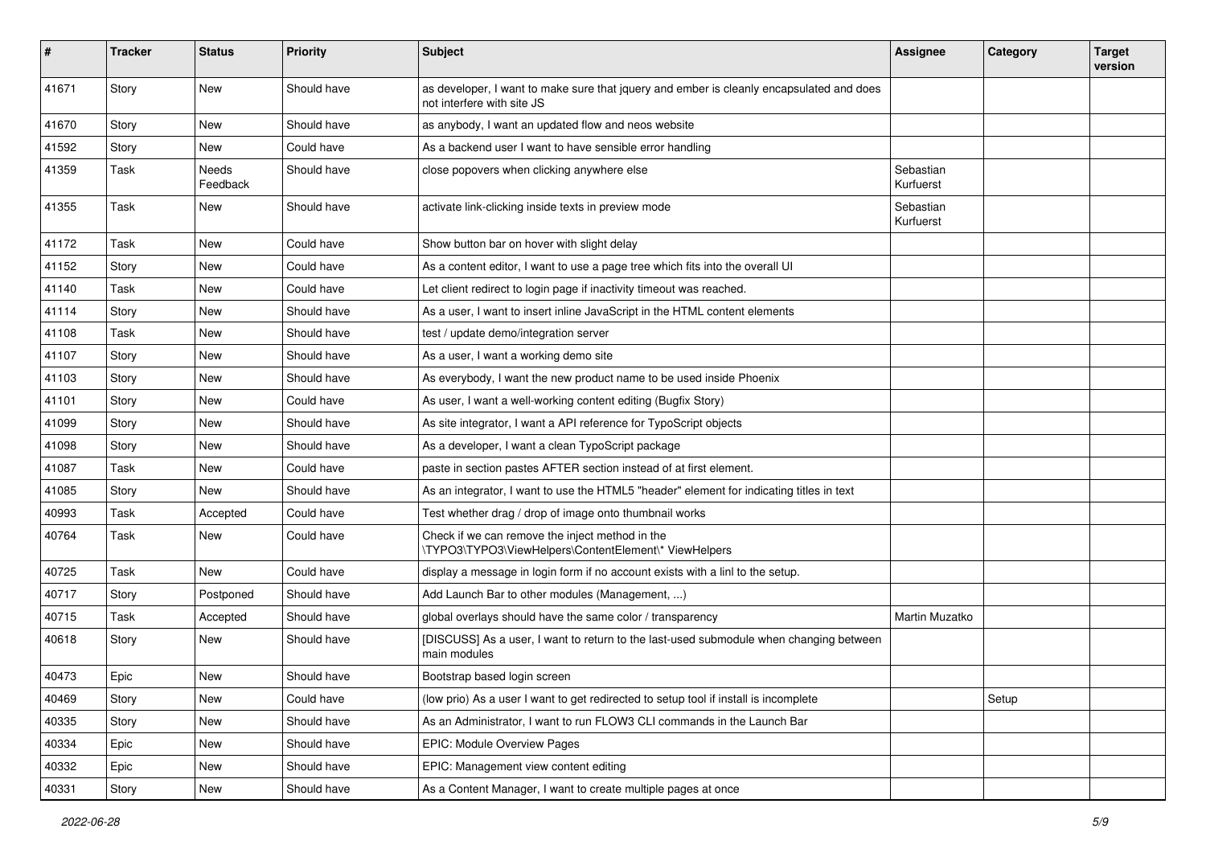| # | Tracker | Status | Priority | Subject | Assignee | Category | Target version |
|---|---|---|---|---|---|---|---|
| 41671 | Story | New | Should have | as developer, I want to make sure that jquery and ember is cleanly encapsulated and does not interfere with site JS | | | |
| 41670 | Story | New | Should have | as anybody, I want an updated flow and neos website | | | |
| 41592 | Story | New | Could have | As a backend user I want to have sensible error handling | | | |
| 41359 | Task | Needs Feedback | Should have | close popovers when clicking anywhere else | Sebastian Kurfuerst | | |
| 41355 | Task | New | Should have | activate link-clicking inside texts in preview mode | Sebastian Kurfuerst | | |
| 41172 | Task | New | Could have | Show button bar on hover with slight delay | | | |
| 41152 | Story | New | Could have | As a content editor, I want to use a page tree which fits into the overall UI | | | |
| 41140 | Task | New | Could have | Let client redirect to login page if inactivity timeout was reached. | | | |
| 41114 | Story | New | Should have | As a user, I want to insert inline JavaScript in the HTML content elements | | | |
| 41108 | Task | New | Should have | test / update demo/integration server | | | |
| 41107 | Story | New | Should have | As a user, I want a working demo site | | | |
| 41103 | Story | New | Should have | As everybody, I want the new product name to be used inside Phoenix | | | |
| 41101 | Story | New | Could have | As user, I want a well-working content editing (Bugfix Story) | | | |
| 41099 | Story | New | Should have | As site integrator, I want a API reference for TypoScript objects | | | |
| 41098 | Story | New | Should have | As a developer, I want a clean TypoScript package | | | |
| 41087 | Task | New | Could have | paste in section pastes AFTER section instead of at first element. | | | |
| 41085 | Story | New | Should have | As an integrator, I want to use the HTML5 "header" element for indicating titles in text | | | |
| 40993 | Task | Accepted | Could have | Test whether drag / drop of image onto thumbnail works | | | |
| 40764 | Task | New | Could have | Check if we can remove the inject method in the \TYPO3\TYPO3\ViewHelpers\ContentElement\* ViewHelpers | | | |
| 40725 | Task | New | Could have | display a message in login form if no account exists with a linl to the setup. | | | |
| 40717 | Story | Postponed | Should have | Add Launch Bar to other modules (Management, ...) | | | |
| 40715 | Task | Accepted | Should have | global overlays should have the same color / transparency | Martin Muzatko | | |
| 40618 | Story | New | Should have | [DISCUSS] As a user, I want to return to the last-used submodule when changing between main modules | | | |
| 40473 | Epic | New | Should have | Bootstrap based login screen | | | |
| 40469 | Story | New | Could have | (low prio) As a user I want to get redirected to setup tool if install is incomplete | | Setup | |
| 40335 | Story | New | Should have | As an Administrator, I want to run FLOW3 CLI commands in the Launch Bar | | | |
| 40334 | Epic | New | Should have | EPIC: Module Overview Pages | | | |
| 40332 | Epic | New | Should have | EPIC: Management view content editing | | | |
| 40331 | Story | New | Should have | As a Content Manager, I want to create multiple pages at once | | | |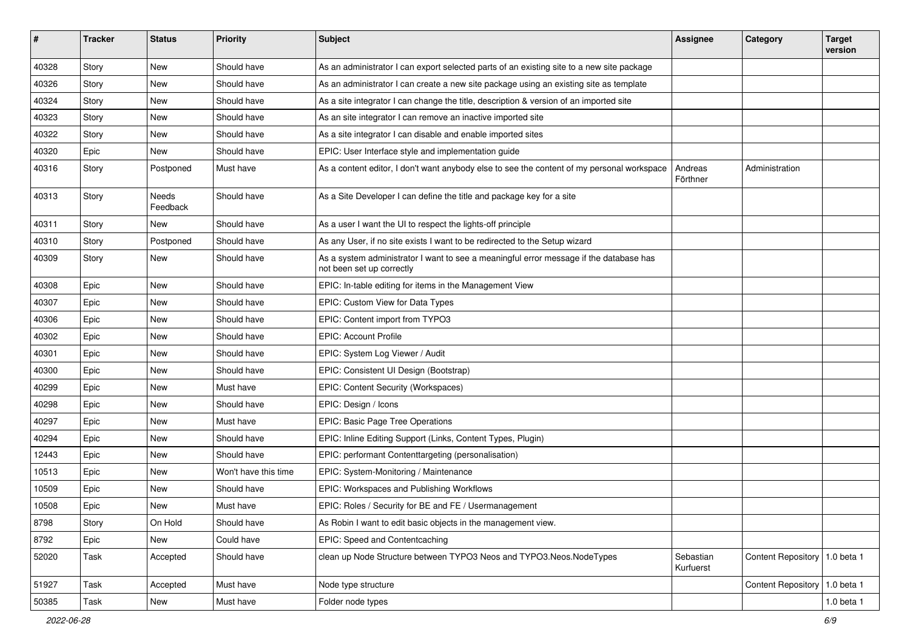| # | Tracker | Status | Priority | Subject | Assignee | Category | Target version |
|---|---|---|---|---|---|---|---|
| 40328 | Story | New | Should have | As an administrator I can export selected parts of an existing site to a new site package | | | |
| 40326 | Story | New | Should have | As an administrator I can create a new site package using an existing site as template | | | |
| 40324 | Story | New | Should have | As a site integrator I can change the title, description & version of an imported site | | | |
| 40323 | Story | New | Should have | As an site integrator I can remove an inactive imported site | | | |
| 40322 | Story | New | Should have | As a site integrator I can disable and enable imported sites | | | |
| 40320 | Epic | New | Should have | EPIC: User Interface style and implementation guide | | | |
| 40316 | Story | Postponed | Must have | As a content editor, I don't want anybody else to see the content of my personal workspace | Andreas Förthner | Administration | |
| 40313 | Story | Needs Feedback | Should have | As a Site Developer I can define the title and package key for a site | | | |
| 40311 | Story | New | Should have | As a user I want the UI to respect the lights-off principle | | | |
| 40310 | Story | Postponed | Should have | As any User, if no site exists I want to be redirected to the Setup wizard | | | |
| 40309 | Story | New | Should have | As a system administrator I want to see a meaningful error message if the database has not been set up correctly | | | |
| 40308 | Epic | New | Should have | EPIC: In-table editing for items in the Management View | | | |
| 40307 | Epic | New | Should have | EPIC: Custom View for Data Types | | | |
| 40306 | Epic | New | Should have | EPIC: Content import from TYPO3 | | | |
| 40302 | Epic | New | Should have | EPIC: Account Profile | | | |
| 40301 | Epic | New | Should have | EPIC: System Log Viewer / Audit | | | |
| 40300 | Epic | New | Should have | EPIC: Consistent UI Design (Bootstrap) | | | |
| 40299 | Epic | New | Must have | EPIC: Content Security (Workspaces) | | | |
| 40298 | Epic | New | Should have | EPIC: Design / Icons | | | |
| 40297 | Epic | New | Must have | EPIC: Basic Page Tree Operations | | | |
| 40294 | Epic | New | Should have | EPIC: Inline Editing Support (Links, Content Types, Plugin) | | | |
| 12443 | Epic | New | Should have | EPIC: performant Contenttargeting (personalisation) | | | |
| 10513 | Epic | New | Won't have this time | EPIC: System-Monitoring / Maintenance | | | |
| 10509 | Epic | New | Should have | EPIC: Workspaces and Publishing Workflows | | | |
| 10508 | Epic | New | Must have | EPIC: Roles / Security for BE and FE / Usermanagement | | | |
| 8798 | Story | On Hold | Should have | As Robin I want to edit basic objects in the management view. | | | |
| 8792 | Epic | New | Could have | EPIC: Speed and Contentcaching | | | |
| 52020 | Task | Accepted | Should have | clean up Node Structure between TYPO3 Neos and TYPO3.Neos.NodeTypes | Sebastian Kurfuerst | Content Repository | 1.0 beta 1 |
| 51927 | Task | Accepted | Must have | Node type structure | | Content Repository | 1.0 beta 1 |
| 50385 | Task | New | Must have | Folder node types | | | 1.0 beta 1 |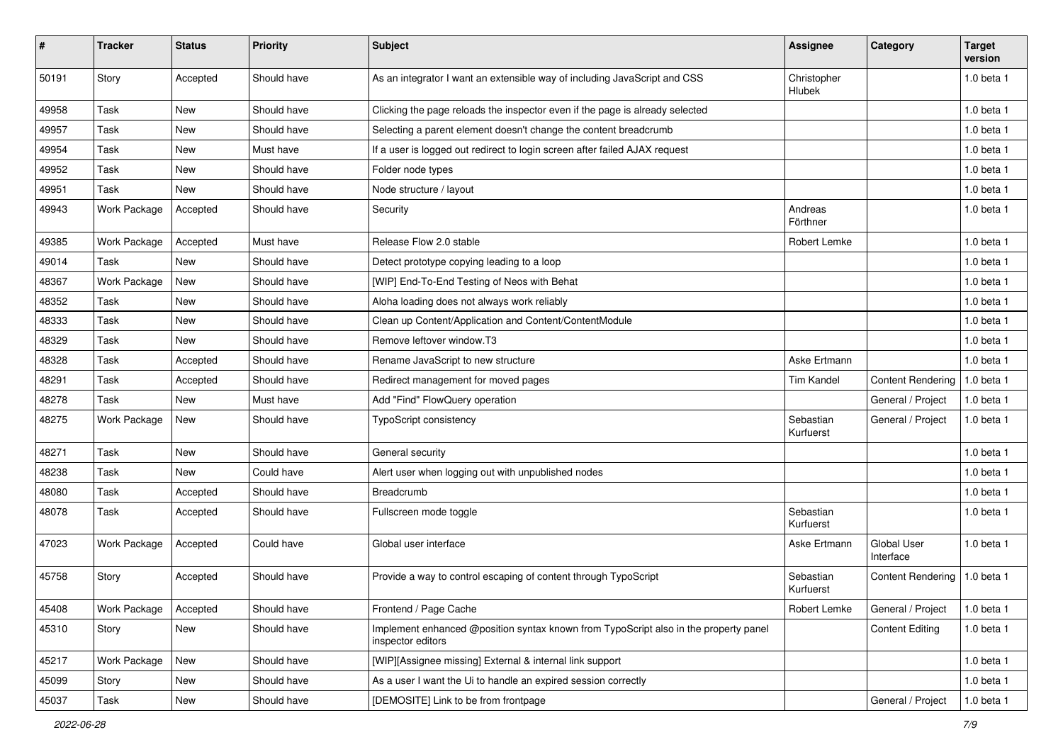| # | Tracker | Status | Priority | Subject | Assignee | Category | Target version |
|---|---|---|---|---|---|---|---|
| 50191 | Story | Accepted | Should have | As an integrator I want an extensible way of including JavaScript and CSS | Christopher Hlubek | | 1.0 beta 1 |
| 49958 | Task | New | Should have | Clicking the page reloads the inspector even if the page is already selected | | | 1.0 beta 1 |
| 49957 | Task | New | Should have | Selecting a parent element doesn't change the content breadcrumb | | | 1.0 beta 1 |
| 49954 | Task | New | Must have | If a user is logged out redirect to login screen after failed AJAX request | | | 1.0 beta 1 |
| 49952 | Task | New | Should have | Folder node types | | | 1.0 beta 1 |
| 49951 | Task | New | Should have | Node structure / layout | | | 1.0 beta 1 |
| 49943 | Work Package | Accepted | Should have | Security | Andreas Förthner | | 1.0 beta 1 |
| 49385 | Work Package | Accepted | Must have | Release Flow 2.0 stable | Robert Lemke | | 1.0 beta 1 |
| 49014 | Task | New | Should have | Detect prototype copying leading to a loop | | | 1.0 beta 1 |
| 48367 | Work Package | New | Should have | [WIP] End-To-End Testing of Neos with Behat | | | 1.0 beta 1 |
| 48352 | Task | New | Should have | Aloha loading does not always work reliably | | | 1.0 beta 1 |
| 48333 | Task | New | Should have | Clean up Content/Application and Content/ContentModule | | | 1.0 beta 1 |
| 48329 | Task | New | Should have | Remove leftover window.T3 | | | 1.0 beta 1 |
| 48328 | Task | Accepted | Should have | Rename JavaScript to new structure | Aske Ertmann | | 1.0 beta 1 |
| 48291 | Task | Accepted | Should have | Redirect management for moved pages | Tim Kandel | Content Rendering | 1.0 beta 1 |
| 48278 | Task | New | Must have | Add "Find" FlowQuery operation | | General / Project | 1.0 beta 1 |
| 48275 | Work Package | New | Should have | TypoScript consistency | Sebastian Kurfuerst | General / Project | 1.0 beta 1 |
| 48271 | Task | New | Should have | General security | | | 1.0 beta 1 |
| 48238 | Task | New | Could have | Alert user when logging out with unpublished nodes | | | 1.0 beta 1 |
| 48080 | Task | Accepted | Should have | Breadcrumb | | | 1.0 beta 1 |
| 48078 | Task | Accepted | Should have | Fullscreen mode toggle | Sebastian Kurfuerst | | 1.0 beta 1 |
| 47023 | Work Package | Accepted | Could have | Global user interface | Aske Ertmann | Global User Interface | 1.0 beta 1 |
| 45758 | Story | Accepted | Should have | Provide a way to control escaping of content through TypoScript | Sebastian Kurfuerst | Content Rendering | 1.0 beta 1 |
| 45408 | Work Package | Accepted | Should have | Frontend / Page Cache | Robert Lemke | General / Project | 1.0 beta 1 |
| 45310 | Story | New | Should have | Implement enhanced @position syntax known from TypoScript also in the property panel inspector editors | | Content Editing | 1.0 beta 1 |
| 45217 | Work Package | New | Should have | [WIP][Assignee missing] External & internal link support | | | 1.0 beta 1 |
| 45099 | Story | New | Should have | As a user I want the Ui to handle an expired session correctly | | | 1.0 beta 1 |
| 45037 | Task | New | Should have | [DEMOSITE] Link to be from frontpage | | General / Project | 1.0 beta 1 |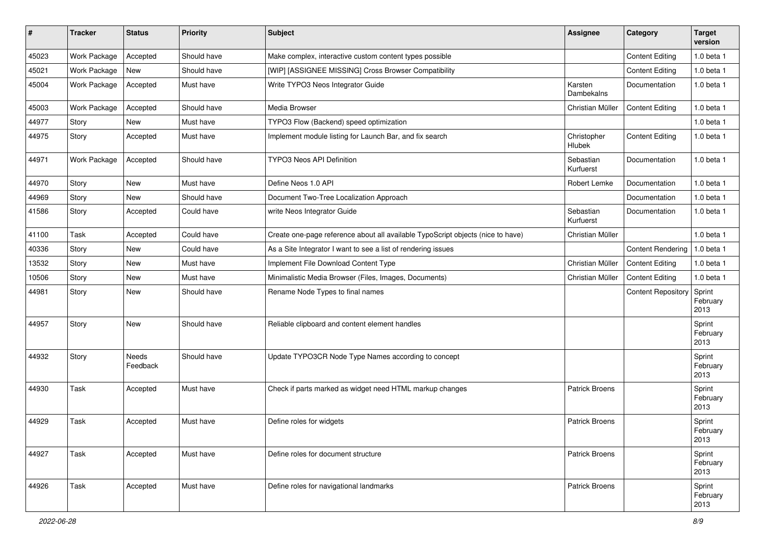| # | Tracker | Status | Priority | Subject | Assignee | Category | Target version |
|---|---|---|---|---|---|---|---|
| 45023 | Work Package | Accepted | Should have | Make complex, interactive custom content types possible | | Content Editing | 1.0 beta 1 |
| 45021 | Work Package | New | Should have | [WIP] [ASSIGNEE MISSING] Cross Browser Compatibility | | Content Editing | 1.0 beta 1 |
| 45004 | Work Package | Accepted | Must have | Write TYPO3 Neos Integrator Guide | Karsten Dambekalns | Documentation | 1.0 beta 1 |
| 45003 | Work Package | Accepted | Should have | Media Browser | Christian Müller | Content Editing | 1.0 beta 1 |
| 44977 | Story | New | Must have | TYPO3 Flow (Backend) speed optimization | | | 1.0 beta 1 |
| 44975 | Story | Accepted | Must have | Implement module listing for Launch Bar, and fix search | Christopher Hlubek | Content Editing | 1.0 beta 1 |
| 44971 | Work Package | Accepted | Should have | TYPO3 Neos API Definition | Sebastian Kurfuerst | Documentation | 1.0 beta 1 |
| 44970 | Story | New | Must have | Define Neos 1.0 API | Robert Lemke | Documentation | 1.0 beta 1 |
| 44969 | Story | New | Should have | Document Two-Tree Localization Approach | | Documentation | 1.0 beta 1 |
| 41586 | Story | Accepted | Could have | write Neos Integrator Guide | Sebastian Kurfuerst | Documentation | 1.0 beta 1 |
| 41100 | Task | Accepted | Could have | Create one-page reference about all available TypoScript objects (nice to have) | Christian Müller | | 1.0 beta 1 |
| 40336 | Story | New | Could have | As a Site Integrator I want to see a list of rendering issues | | Content Rendering | 1.0 beta 1 |
| 13532 | Story | New | Must have | Implement File Download Content Type | Christian Müller | Content Editing | 1.0 beta 1 |
| 10506 | Story | New | Must have | Minimalistic Media Browser (Files, Images, Documents) | Christian Müller | Content Editing | 1.0 beta 1 |
| 44981 | Story | New | Should have | Rename Node Types to final names | | Content Repository | Sprint February 2013 |
| 44957 | Story | New | Should have | Reliable clipboard and content element handles | | | Sprint February 2013 |
| 44932 | Story | Needs Feedback | Should have | Update TYPO3CR Node Type Names according to concept | | | Sprint February 2013 |
| 44930 | Task | Accepted | Must have | Check if parts marked as widget need HTML markup changes | Patrick Broens | | Sprint February 2013 |
| 44929 | Task | Accepted | Must have | Define roles for widgets | Patrick Broens | | Sprint February 2013 |
| 44927 | Task | Accepted | Must have | Define roles for document structure | Patrick Broens | | Sprint February 2013 |
| 44926 | Task | Accepted | Must have | Define roles for navigational landmarks | Patrick Broens | | Sprint February 2013 |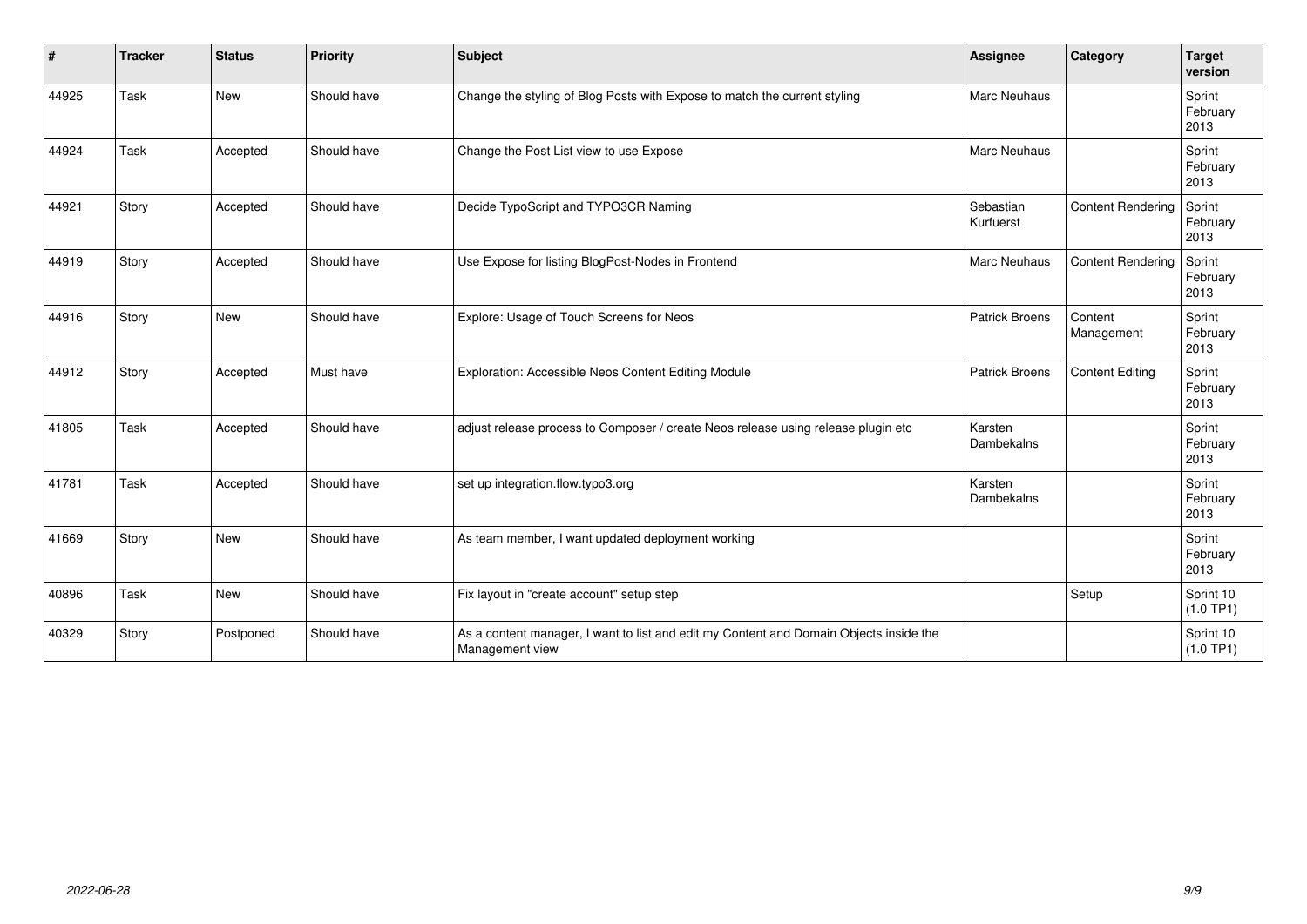| # | Tracker | Status | Priority | Subject | Assignee | Category | Target version |
|---|---|---|---|---|---|---|---|
| 44925 | Task | New | Should have | Change the styling of Blog Posts with Expose to match the current styling | Marc Neuhaus | | Sprint February 2013 |
| 44924 | Task | Accepted | Should have | Change the Post List view to use Expose | Marc Neuhaus | | Sprint February 2013 |
| 44921 | Story | Accepted | Should have | Decide TypoScript and TYPO3CR Naming | Sebastian Kurfuerst | Content Rendering | Sprint February 2013 |
| 44919 | Story | Accepted | Should have | Use Expose for listing BlogPost-Nodes in Frontend | Marc Neuhaus | Content Rendering | Sprint February 2013 |
| 44916 | Story | New | Should have | Explore: Usage of Touch Screens for Neos | Patrick Broens | Content Management | Sprint February 2013 |
| 44912 | Story | Accepted | Must have | Exploration: Accessible Neos Content Editing Module | Patrick Broens | Content Editing | Sprint February 2013 |
| 41805 | Task | Accepted | Should have | adjust release process to Composer / create Neos release using release plugin etc | Karsten Dambekalns | | Sprint February 2013 |
| 41781 | Task | Accepted | Should have | set up integration.flow.typo3.org | Karsten Dambekalns | | Sprint February 2013 |
| 41669 | Story | New | Should have | As team member, I want updated deployment working | | | Sprint February 2013 |
| 40896 | Task | New | Should have | Fix layout in "create account" setup step | | Setup | Sprint 10 (1.0 TP1) |
| 40329 | Story | Postponed | Should have | As a content manager, I want to list and edit my Content and Domain Objects inside the Management view | | | Sprint 10 (1.0 TP1) |